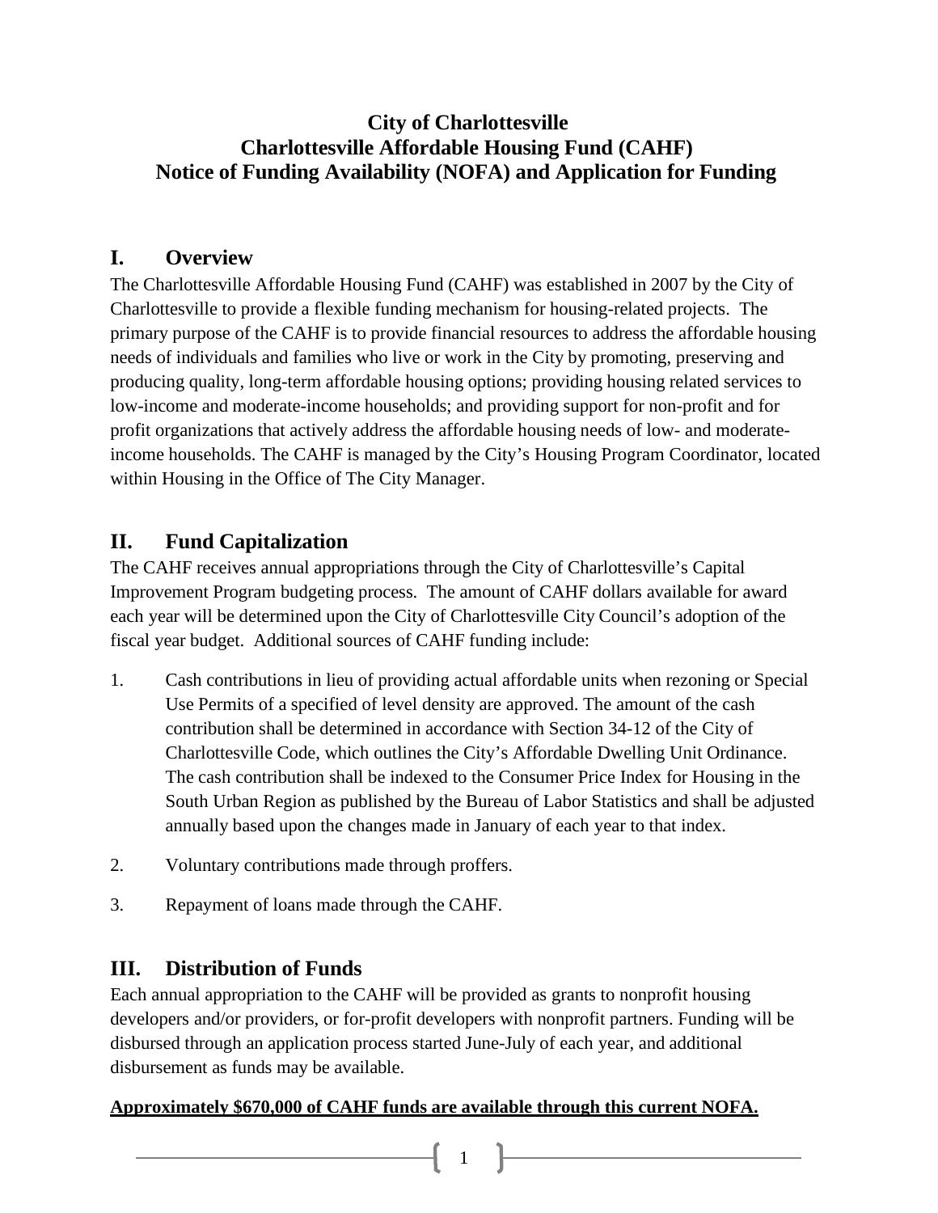# City of Charlottesville
# Charlottesville Affordable Housing Fund (CAHF)
# Notice of Funding Availability (NOFA) and Application for Funding

## I. Overview

The Charlottesville Affordable Housing Fund (CAHF) was established in 2007 by the City of Charlottesville to provide a flexible funding mechanism for housing-related projects. The primary purpose of the CAHF is to provide financial resources to address the affordable housing needs of individuals and families who live or work in the City by promoting, preserving and producing quality, long-term affordable housing options; providing housing related services to low-income and moderate-income households; and providing support for non-profit and for profit organizations that actively address the affordable housing needs of low- and moderate-income households. The CAHF is managed by the City's Housing Program Coordinator, located within Housing in the Office of The City Manager.

## II. Fund Capitalization

The CAHF receives annual appropriations through the City of Charlottesville's Capital Improvement Program budgeting process. The amount of CAHF dollars available for award each year will be determined upon the City of Charlottesville City Council's adoption of the fiscal year budget. Additional sources of CAHF funding include:

1. Cash contributions in lieu of providing actual affordable units when rezoning or Special Use Permits of a specified of level density are approved. The amount of the cash contribution shall be determined in accordance with Section 34-12 of the City of Charlottesville Code, which outlines the City's Affordable Dwelling Unit Ordinance. The cash contribution shall be indexed to the Consumer Price Index for Housing in the South Urban Region as published by the Bureau of Labor Statistics and shall be adjusted annually based upon the changes made in January of each year to that index.

2. Voluntary contributions made through proffers.

3. Repayment of loans made through the CAHF.

## III. Distribution of Funds

Each annual appropriation to the CAHF will be provided as grants to nonprofit housing developers and/or providers, or for-profit developers with nonprofit partners. Funding will be disbursed through an application process started June-July of each year, and additional disbursement as funds may be available.

**Approximately $670,000 of CAHF funds are available through this current NOFA.**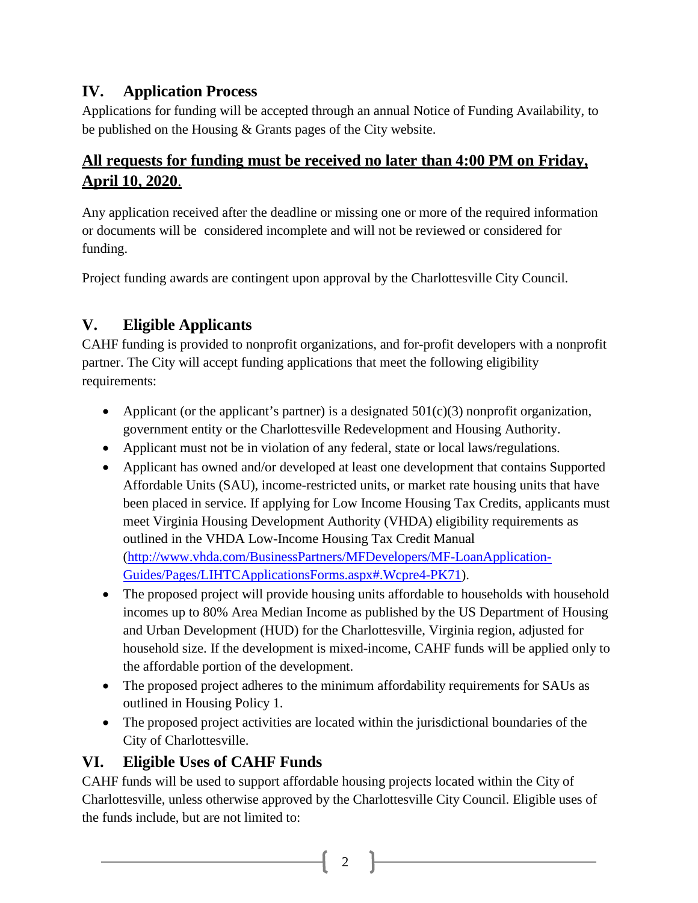## IV. Application Process

Applications for funding will be accepted through an annual Notice of Funding Availability, to be published on the Housing & Grants pages of the City website.

**All requests for funding must be received no later than 4:00 PM on Friday, April 10, 2020.**

Any application received after the deadline or missing one or more of the required information or documents will be considered incomplete and will not be reviewed or considered for funding.

Project funding awards are contingent upon approval by the Charlottesville City Council.

## V. Eligible Applicants

CAHF funding is provided to nonprofit organizations, and for-profit developers with a nonprofit partner. The City will accept funding applications that meet the following eligibility requirements:

- Applicant (or the applicant's partner) is a designated 501(c)(3) nonprofit organization, government entity or the Charlottesville Redevelopment and Housing Authority.
- Applicant must not be in violation of any federal, state or local laws/regulations.
- Applicant has owned and/or developed at least one development that contains Supported Affordable Units (SAU), income-restricted units, or market rate housing units that have been placed in service. If applying for Low Income Housing Tax Credits, applicants must meet Virginia Housing Development Authority (VHDA) eligibility requirements as outlined in the VHDA Low-Income Housing Tax Credit Manual (http://www.vhda.com/BusinessPartners/MFDevelopers/MF-LoanApplication-Guides/Pages/LIHTCApplicationsForms.aspx#.Wcpre4-PK71).
- The proposed project will provide housing units affordable to households with household incomes up to 80% Area Median Income as published by the US Department of Housing and Urban Development (HUD) for the Charlottesville, Virginia region, adjusted for household size. If the development is mixed-income, CAHF funds will be applied only to the affordable portion of the development.
- The proposed project adheres to the minimum affordability requirements for SAUs as outlined in Housing Policy 1.
- The proposed project activities are located within the jurisdictional boundaries of the City of Charlottesville.

## VI. Eligible Uses of CAHF Funds

CAHF funds will be used to support affordable housing projects located within the City of Charlottesville, unless otherwise approved by the Charlottesville City Council. Eligible uses of the funds include, but are not limited to: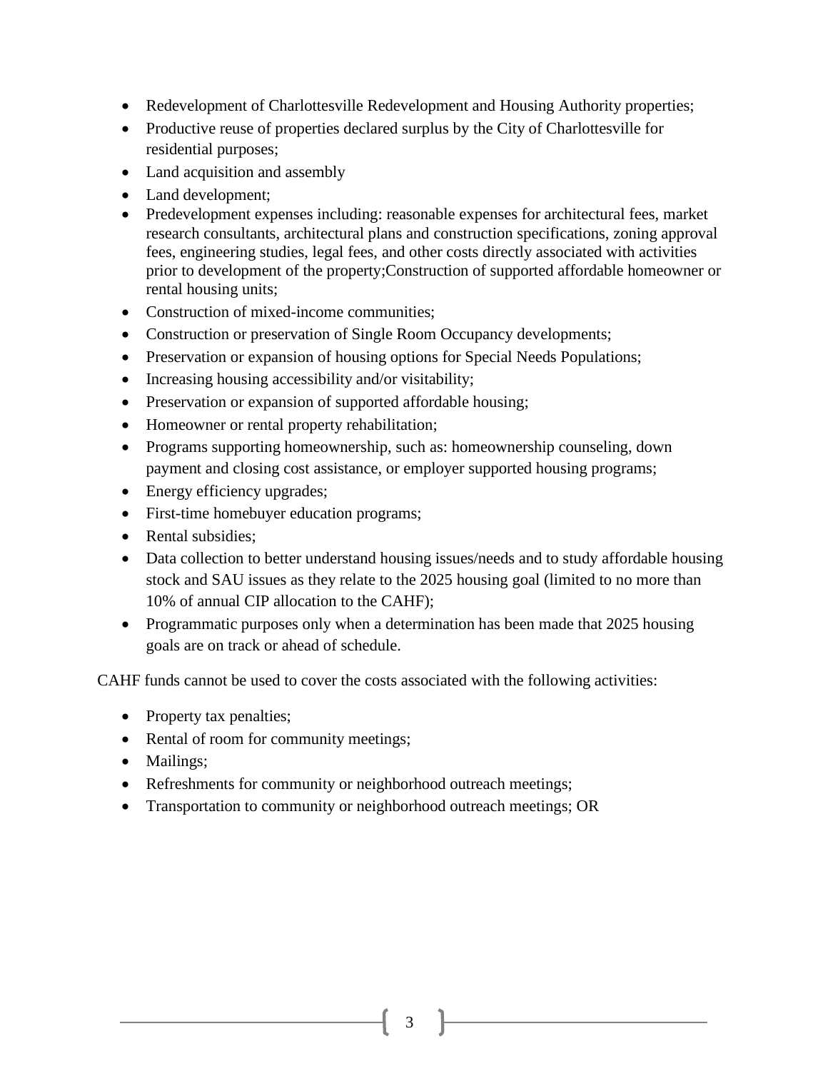- Redevelopment of Charlottesville Redevelopment and Housing Authority properties;
- Productive reuse of properties declared surplus by the City of Charlottesville for residential purposes;
- Land acquisition and assembly
- Land development;
- Predevelopment expenses including: reasonable expenses for architectural fees, market research consultants, architectural plans and construction specifications, zoning approval fees, engineering studies, legal fees, and other costs directly associated with activities prior to development of the property;Construction of supported affordable homeowner or rental housing units;
- Construction of mixed-income communities;
- Construction or preservation of Single Room Occupancy developments;
- Preservation or expansion of housing options for Special Needs Populations;
- Increasing housing accessibility and/or visitability;
- Preservation or expansion of supported affordable housing;
- Homeowner or rental property rehabilitation;
- Programs supporting homeownership, such as: homeownership counseling, down payment and closing cost assistance, or employer supported housing programs;
- Energy efficiency upgrades;
- First-time homebuyer education programs;
- Rental subsidies;
- Data collection to better understand housing issues/needs and to study affordable housing stock and SAU issues as they relate to the 2025 housing goal (limited to no more than 10% of annual CIP allocation to the CAHF);
- Programmatic purposes only when a determination has been made that 2025 housing goals are on track or ahead of schedule.

CAHF funds cannot be used to cover the costs associated with the following activities:

- Property tax penalties;
- Rental of room for community meetings;
- Mailings;
- Refreshments for community or neighborhood outreach meetings;
- Transportation to community or neighborhood outreach meetings; OR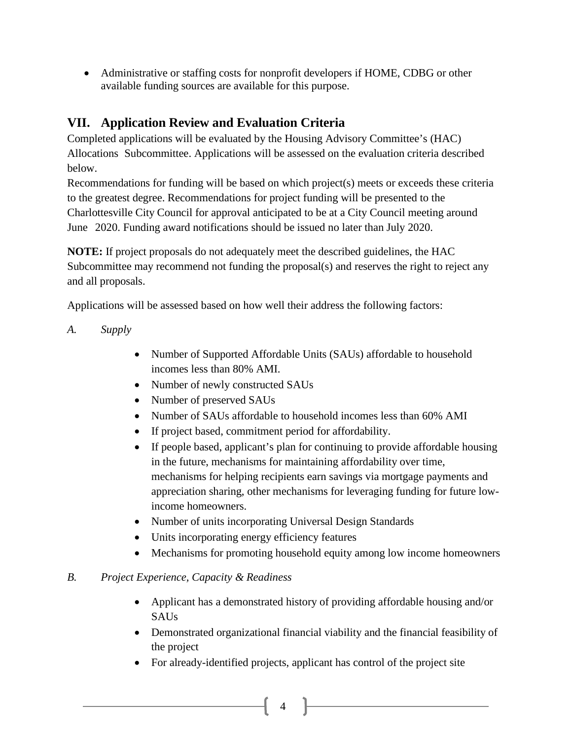- Administrative or staffing costs for nonprofit developers if HOME, CDBG or other available funding sources are available for this purpose.

## VII. Application Review and Evaluation Criteria

Completed applications will be evaluated by the Housing Advisory Committee's (HAC) Allocations Subcommittee. Applications will be assessed on the evaluation criteria described below.

Recommendations for funding will be based on which project(s) meets or exceeds these criteria to the greatest degree. Recommendations for project funding will be presented to the Charlottesville City Council for approval anticipated to be at a City Council meeting around June 2020. Funding award notifications should be issued no later than July 2020.

**NOTE:** If project proposals do not adequately meet the described guidelines, the HAC Subcommittee may recommend not funding the proposal(s) and reserves the right to reject any and all proposals.

Applications will be assessed based on how well their address the following factors:

*A. Supply*

- Number of Supported Affordable Units (SAUs) affordable to household incomes less than 80% AMI.
- Number of newly constructed SAUs
- Number of preserved SAUs
- Number of SAUs affordable to household incomes less than 60% AMI
- If project based, commitment period for affordability.
- If people based, applicant's plan for continuing to provide affordable housing in the future, mechanisms for maintaining affordability over time, mechanisms for helping recipients earn savings via mortgage payments and appreciation sharing, other mechanisms for leveraging funding for future low-income homeowners.
- Number of units incorporating Universal Design Standards
- Units incorporating energy efficiency features
- Mechanisms for promoting household equity among low income homeowners

*B. Project Experience, Capacity & Readiness*

- Applicant has a demonstrated history of providing affordable housing and/or SAUs
- Demonstrated organizational financial viability and the financial feasibility of the project
- For already-identified projects, applicant has control of the project site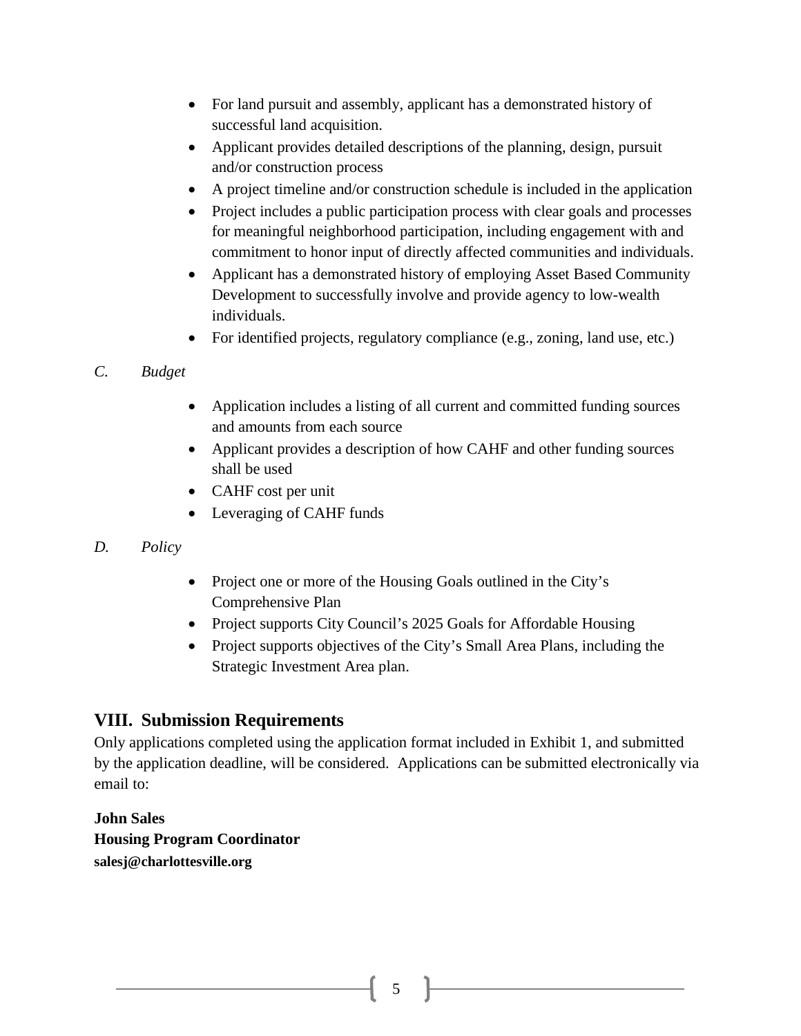- For land pursuit and assembly, applicant has a demonstrated history of successful land acquisition.
- Applicant provides detailed descriptions of the planning, design, pursuit and/or construction process
- A project timeline and/or construction schedule is included in the application
- Project includes a public participation process with clear goals and processes for meaningful neighborhood participation, including engagement with and commitment to honor input of directly affected communities and individuals.
- Applicant has a demonstrated history of employing Asset Based Community Development to successfully involve and provide agency to low-wealth individuals.
- For identified projects, regulatory compliance (e.g., zoning, land use, etc.)

*C. Budget*

- Application includes a listing of all current and committed funding sources and amounts from each source
- Applicant provides a description of how CAHF and other funding sources shall be used
- CAHF cost per unit
- Leveraging of CAHF funds

*D. Policy*

- Project one or more of the Housing Goals outlined in the City's Comprehensive Plan
- Project supports City Council's 2025 Goals for Affordable Housing
- Project supports objectives of the City's Small Area Plans, including the Strategic Investment Area plan.

## VIII. Submission Requirements

Only applications completed using the application format included in Exhibit 1, and submitted by the application deadline, will be considered. Applications can be submitted electronically via email to:

**John Sales**
**Housing Program Coordinator**
**salesj@charlottesville.org**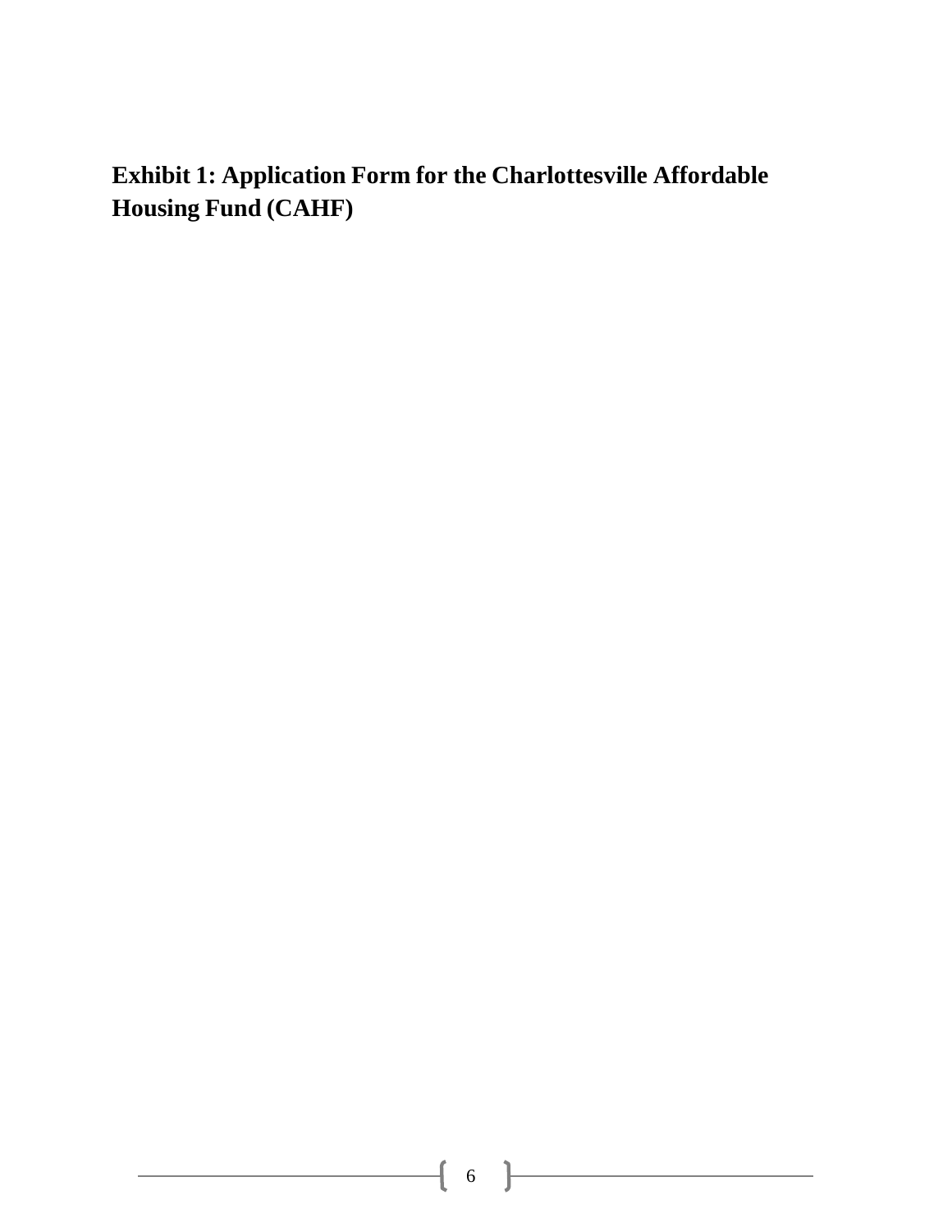## Exhibit 1: Application Form for the Charlottesville Affordable Housing Fund (CAHF)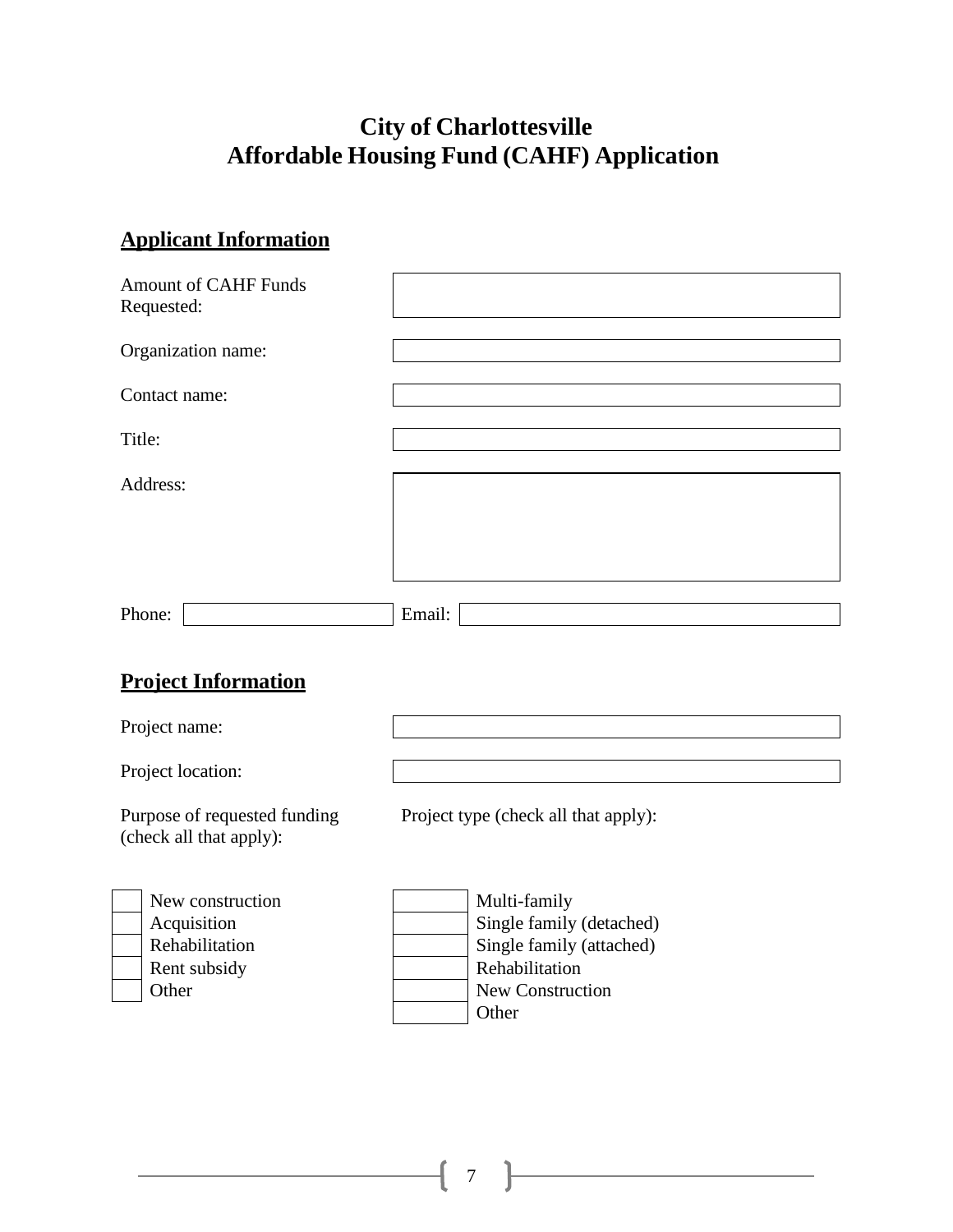# City of Charlottesville
# Affordable Housing Fund (CAHF) Application

## Applicant Information

| | |
|---|---|
| Amount of CAHF Funds Requested: | |
| Organization name: | |
| Contact name: | |
| Title: | |
| Address: | |

| | | | |
|---|---|---|---|
| Phone: | | Email: | |

## Project Information

| | |
|---|---|
| Project name: | |
| Project location: | |

Purpose of requested funding (check all that apply):

- ☐ New construction
- ☐ Acquisition
- ☐ Rehabilitation
- ☐ Rent subsidy
- ☐ Other

Project type (check all that apply):

- ☐ Multi-family
- ☐ Single family (detached)
- ☐ Single family (attached)
- ☐ Rehabilitation
- ☐ New Construction
- ☐ Other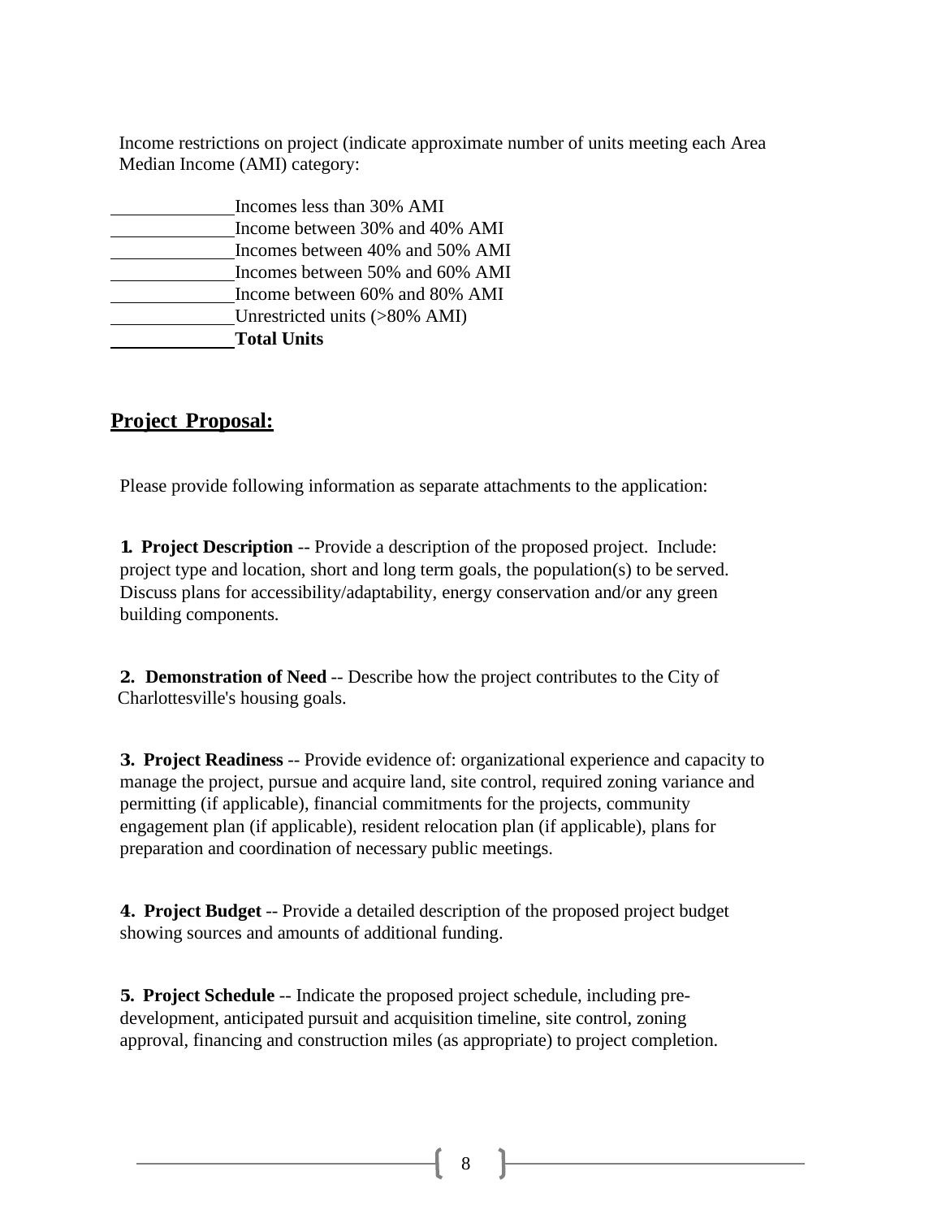Income restrictions on project (indicate approximate number of units meeting each Area Median Income (AMI) category:

\_\_\_\_\_\_\_\_\_\_\_\_ Incomes less than 30% AMI
\_\_\_\_\_\_\_\_\_\_\_\_ Income between 30% and 40% AMI
\_\_\_\_\_\_\_\_\_\_\_\_ Incomes between 40% and 50% AMI
\_\_\_\_\_\_\_\_\_\_\_\_ Incomes between 50% and 60% AMI
\_\_\_\_\_\_\_\_\_\_\_\_ Income between 60% and 80% AMI
\_\_\_\_\_\_\_\_\_\_\_\_ Unrestricted units (>80% AMI)
\_\_\_\_\_\_\_\_\_\_\_\_ **Total Units**

## Project Proposal:

Please provide following information as separate attachments to the application:

**1. Project Description** -- Provide a description of the proposed project. Include: project type and location, short and long term goals, the population(s) to be served. Discuss plans for accessibility/adaptability, energy conservation and/or any green building components.

**2. Demonstration of Need** -- Describe how the project contributes to the City of Charlottesville's housing goals.

**3. Project Readiness** -- Provide evidence of: organizational experience and capacity to manage the project, pursue and acquire land, site control, required zoning variance and permitting (if applicable), financial commitments for the projects, community engagement plan (if applicable), resident relocation plan (if applicable), plans for preparation and coordination of necessary public meetings.

**4. Project Budget** -- Provide a detailed description of the proposed project budget showing sources and amounts of additional funding.

**5. Project Schedule** -- Indicate the proposed project schedule, including pre-development, anticipated pursuit and acquisition timeline, site control, zoning approval, financing and construction miles (as appropriate) to project completion.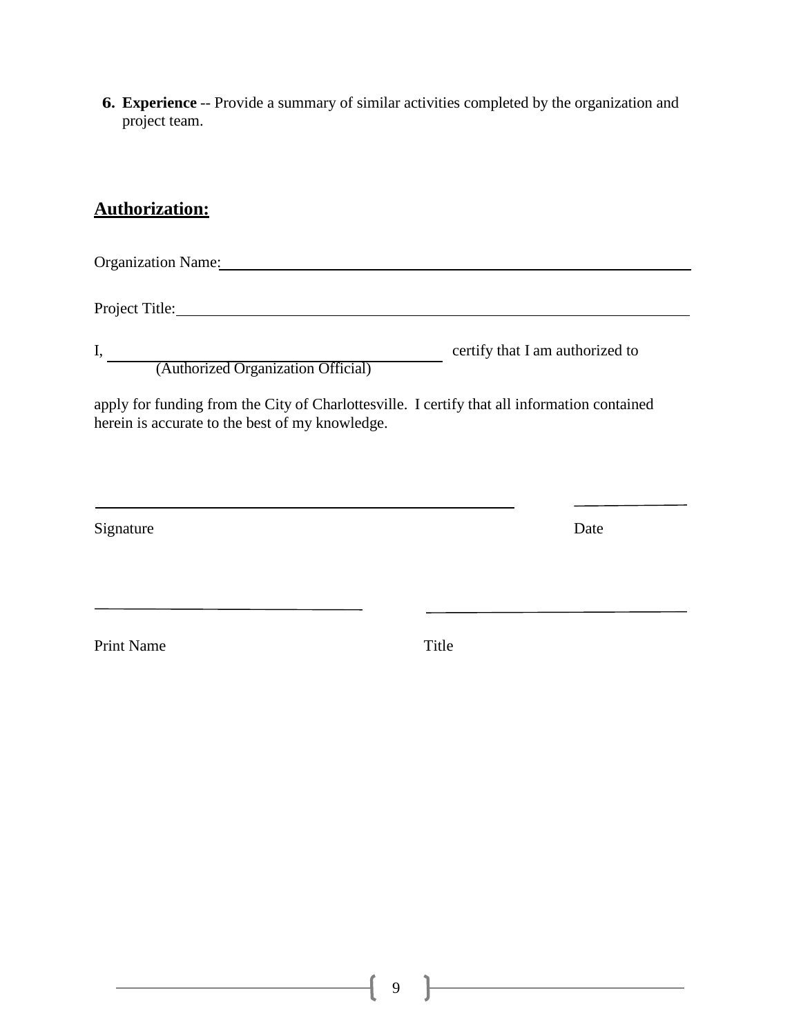6. **Experience** -- Provide a summary of similar activities completed by the organization and project team.

## **Authorization:**

Organization Name:\_\_\_\_\_\_\_\_\_\_\_\_\_\_\_\_\_\_\_\_\_\_\_\_\_\_\_\_\_\_\_\_\_\_\_\_\_\_\_\_\_\_\_\_\_\_\_\_\_\_\_\_\_\_

Project Title:\_\_\_\_\_\_\_\_\_\_\_\_\_\_\_\_\_\_\_\_\_\_\_\_\_\_\_\_\_\_\_\_\_\_\_\_\_\_\_\_\_\_\_\_\_\_\_\_\_\_\_\_\_\_\_\_\_\_

I, \_\_\_\_\_\_\_\_\_\_\_\_\_\_\_\_\_\_\_\_\_\_\_\_\_\_\_\_\_\_\_\_\_\_\_\_\_\_\_\_ certify that I am authorized to
(Authorized Organization Official)

apply for funding from the City of Charlottesville. I certify that all information contained herein is accurate to the best of my knowledge.

\_\_\_\_\_\_\_\_\_\_\_\_\_\_\_\_\_\_\_\_\_\_\_\_\_\_\_\_\_\_\_\_\_\_\_\_\_\_\_\_\_\_\_\_\_\_\_\_ \_\_\_\_\_\_\_\_\_\_\_\_\_\_

Signature Date

\_\_\_\_\_\_\_\_\_\_\_\_\_\_\_\_\_\_\_\_\_\_\_\_\_\_\_\_\_\_\_\_ \_\_\_\_\_\_\_\_\_\_\_\_\_\_\_\_\_\_\_\_\_\_\_\_\_\_\_\_\_\_\_\_

Print Name Title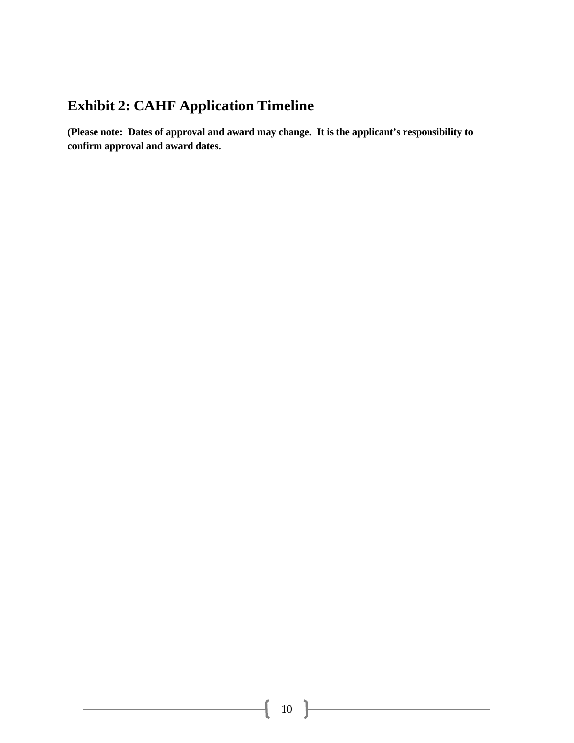## Exhibit 2: CAHF Application Timeline

**(Please note: Dates of approval and award may change. It is the applicant's responsibility to confirm approval and award dates.**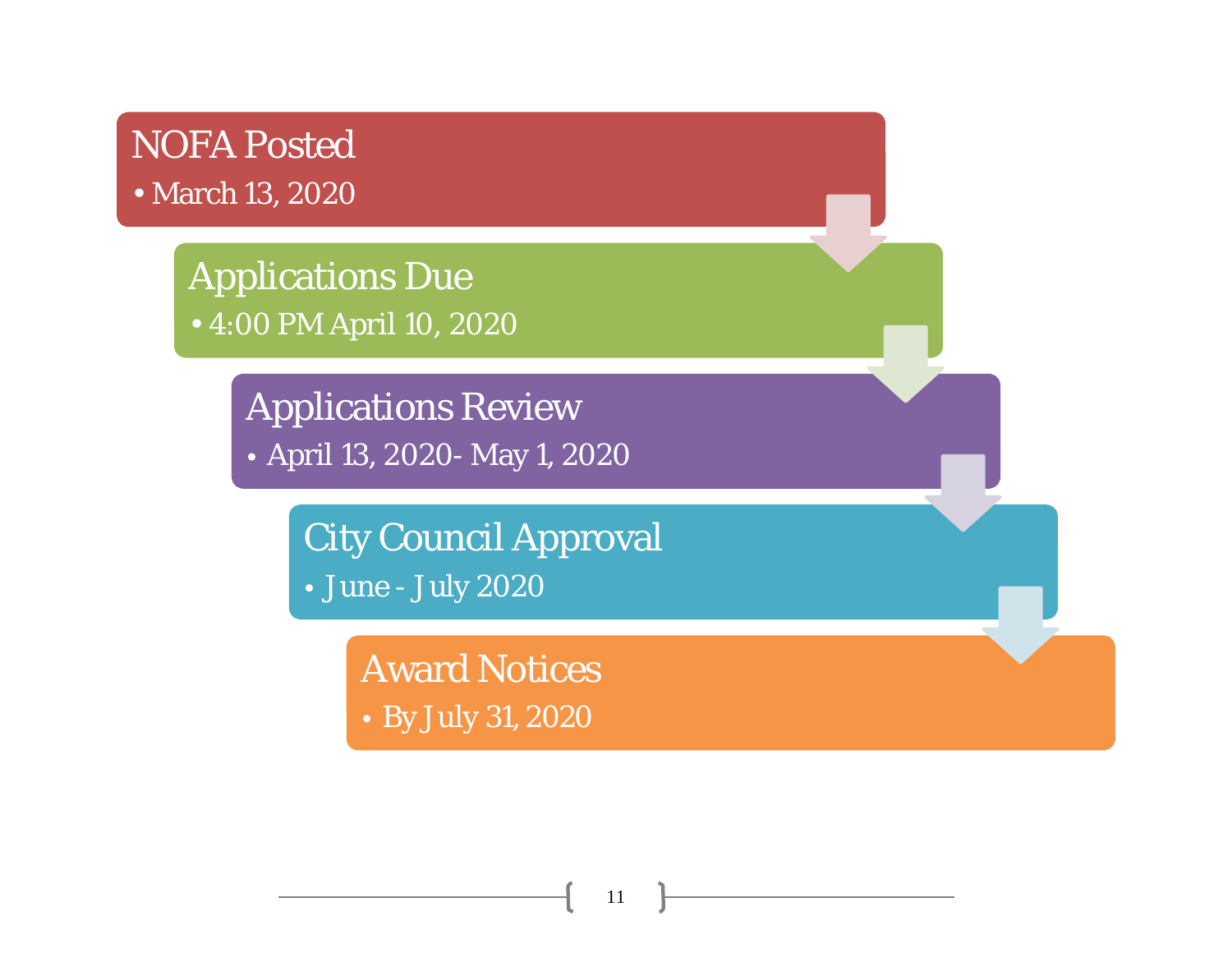**NOFA Posted**

- March 13, 2020

**Applications Due**

- 4:00 PM April 10, 2020

**Applications Review**

- April 13, 2020- May 1, 2020

**City Council Approval**

- June - July 2020

**Award Notices**

- By July 31, 2020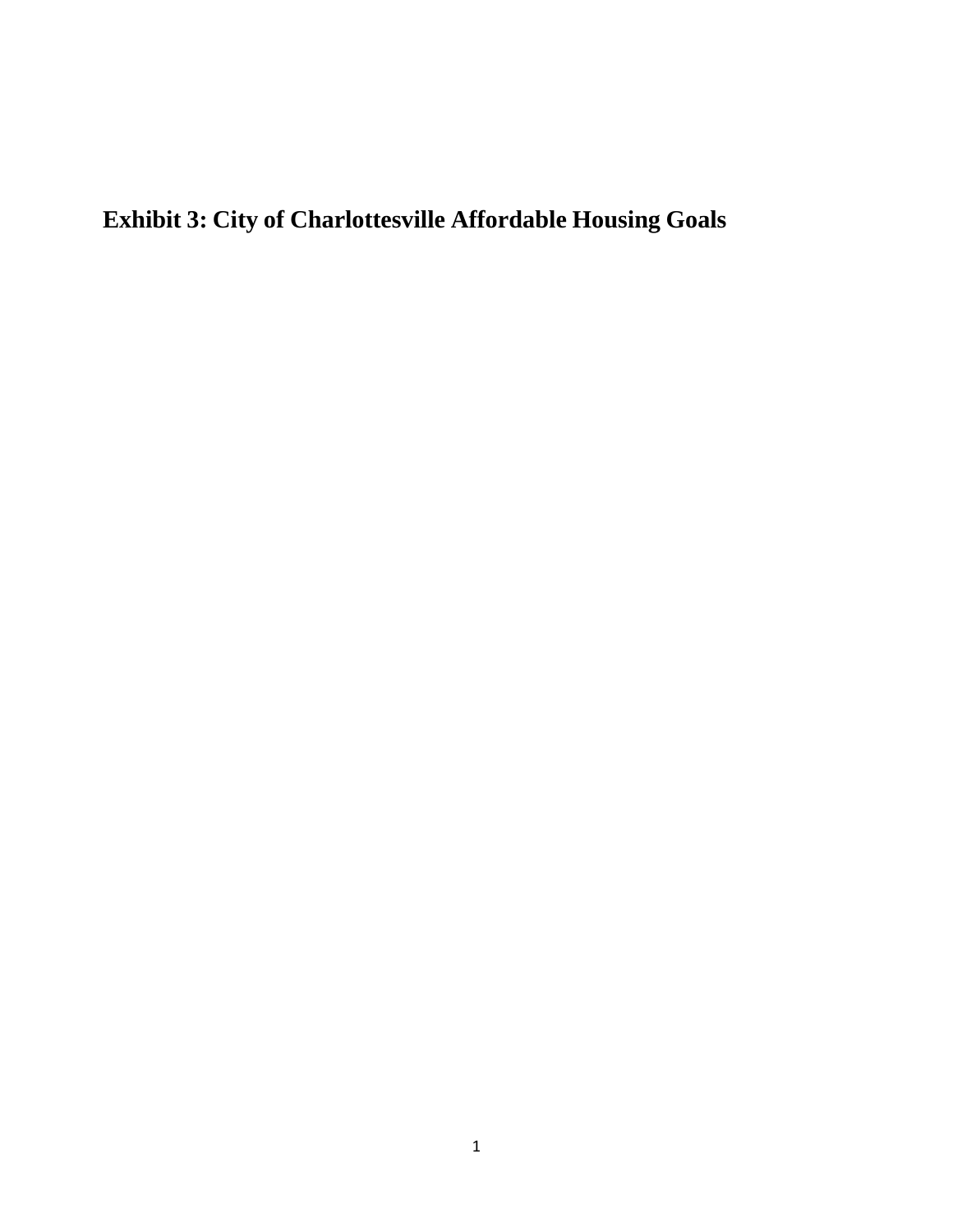# Exhibit 3: City of Charlottesville Affordable Housing Goals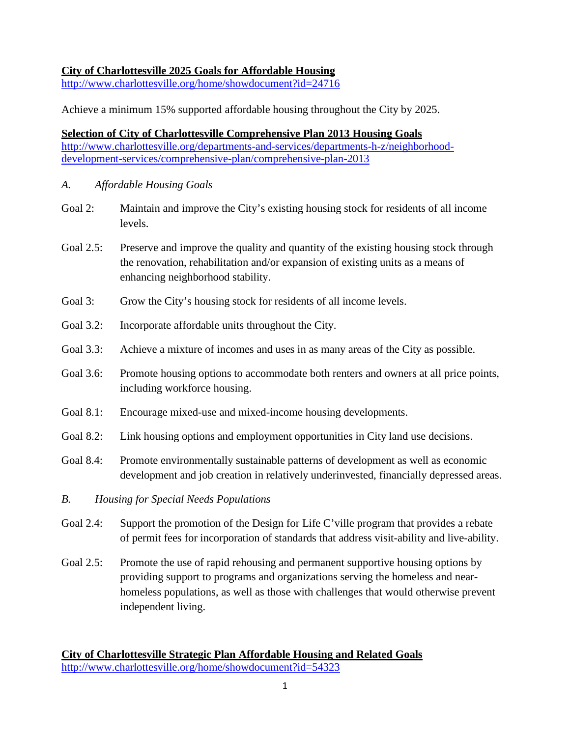**City of Charlottesville 2025 Goals for Affordable Housing**
http://www.charlottesville.org/home/showdocument?id=24716

Achieve a minimum 15% supported affordable housing throughout the City by 2025.

**Selection of City of Charlottesville Comprehensive Plan 2013 Housing Goals**
http://www.charlottesville.org/departments-and-services/departments-h-z/neighborhood-development-services/comprehensive-plan/comprehensive-plan-2013

*A. Affordable Housing Goals*

Goal 2: Maintain and improve the City's existing housing stock for residents of all income levels.

Goal 2.5: Preserve and improve the quality and quantity of the existing housing stock through the renovation, rehabilitation and/or expansion of existing units as a means of enhancing neighborhood stability.

Goal 3: Grow the City's housing stock for residents of all income levels.

Goal 3.2: Incorporate affordable units throughout the City.

Goal 3.3: Achieve a mixture of incomes and uses in as many areas of the City as possible.

Goal 3.6: Promote housing options to accommodate both renters and owners at all price points, including workforce housing.

Goal 8.1: Encourage mixed-use and mixed-income housing developments.

Goal 8.2: Link housing options and employment opportunities in City land use decisions.

Goal 8.4: Promote environmentally sustainable patterns of development as well as economic development and job creation in relatively underinvested, financially depressed areas.

*B. Housing for Special Needs Populations*

Goal 2.4: Support the promotion of the Design for Life C'ville program that provides a rebate of permit fees for incorporation of standards that address visit-ability and live-ability.

Goal 2.5: Promote the use of rapid rehousing and permanent supportive housing options by providing support to programs and organizations serving the homeless and near-homeless populations, as well as those with challenges that would otherwise prevent independent living.

**City of Charlottesville Strategic Plan Affordable Housing and Related Goals**
http://www.charlottesville.org/home/showdocument?id=54323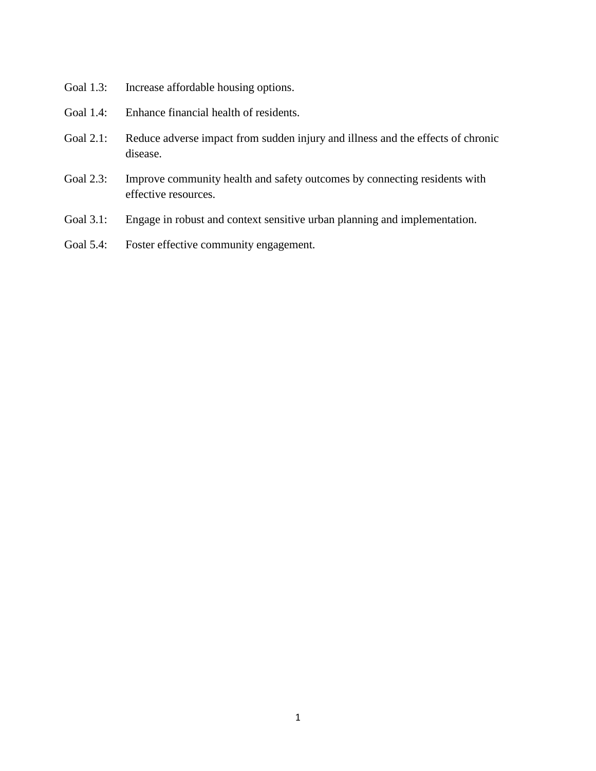Goal 1.3: Increase affordable housing options.

Goal 1.4: Enhance financial health of residents.

Goal 2.1: Reduce adverse impact from sudden injury and illness and the effects of chronic disease.

Goal 2.3: Improve community health and safety outcomes by connecting residents with effective resources.

Goal 3.1: Engage in robust and context sensitive urban planning and implementation.

Goal 5.4: Foster effective community engagement.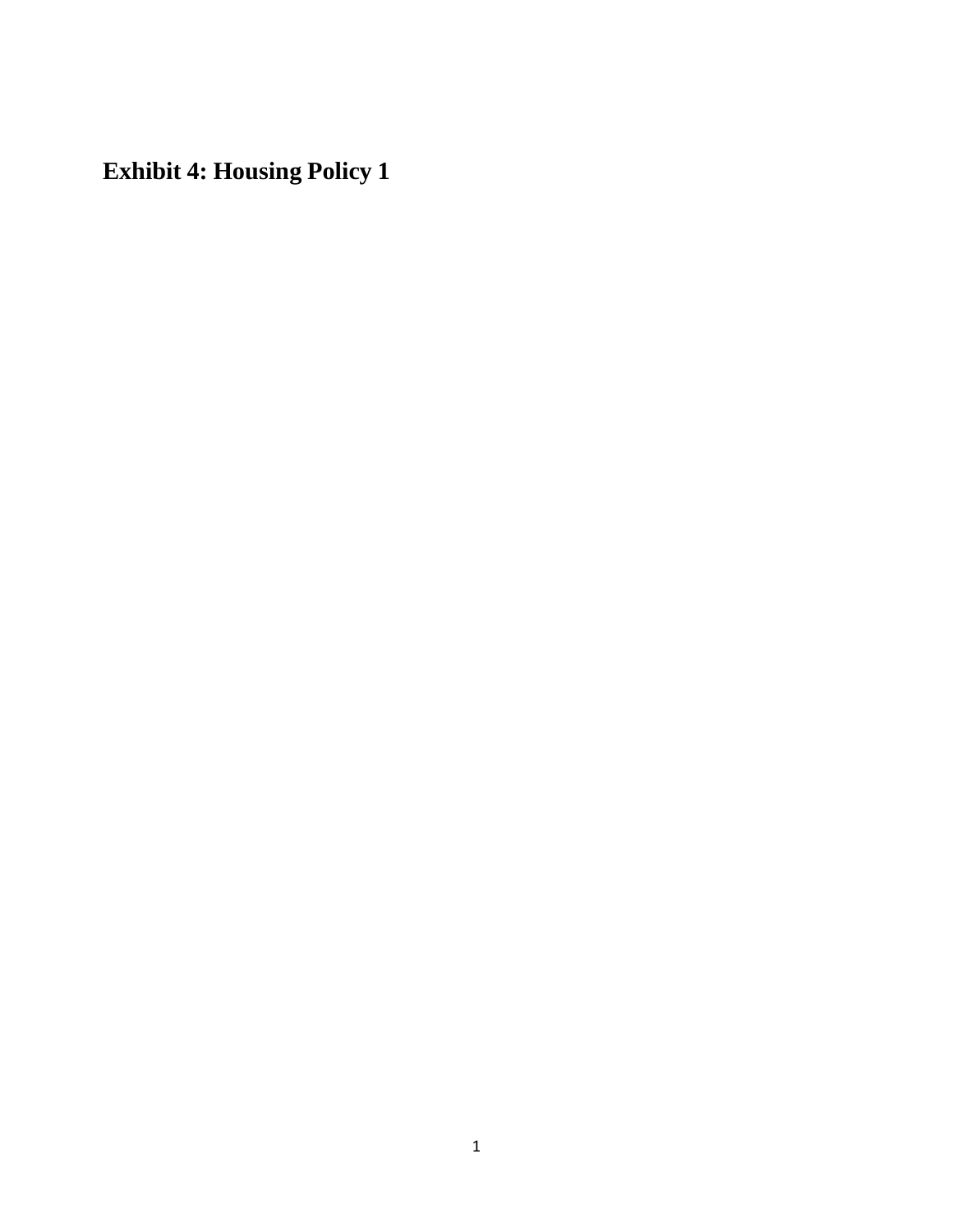## Exhibit 4: Housing Policy 1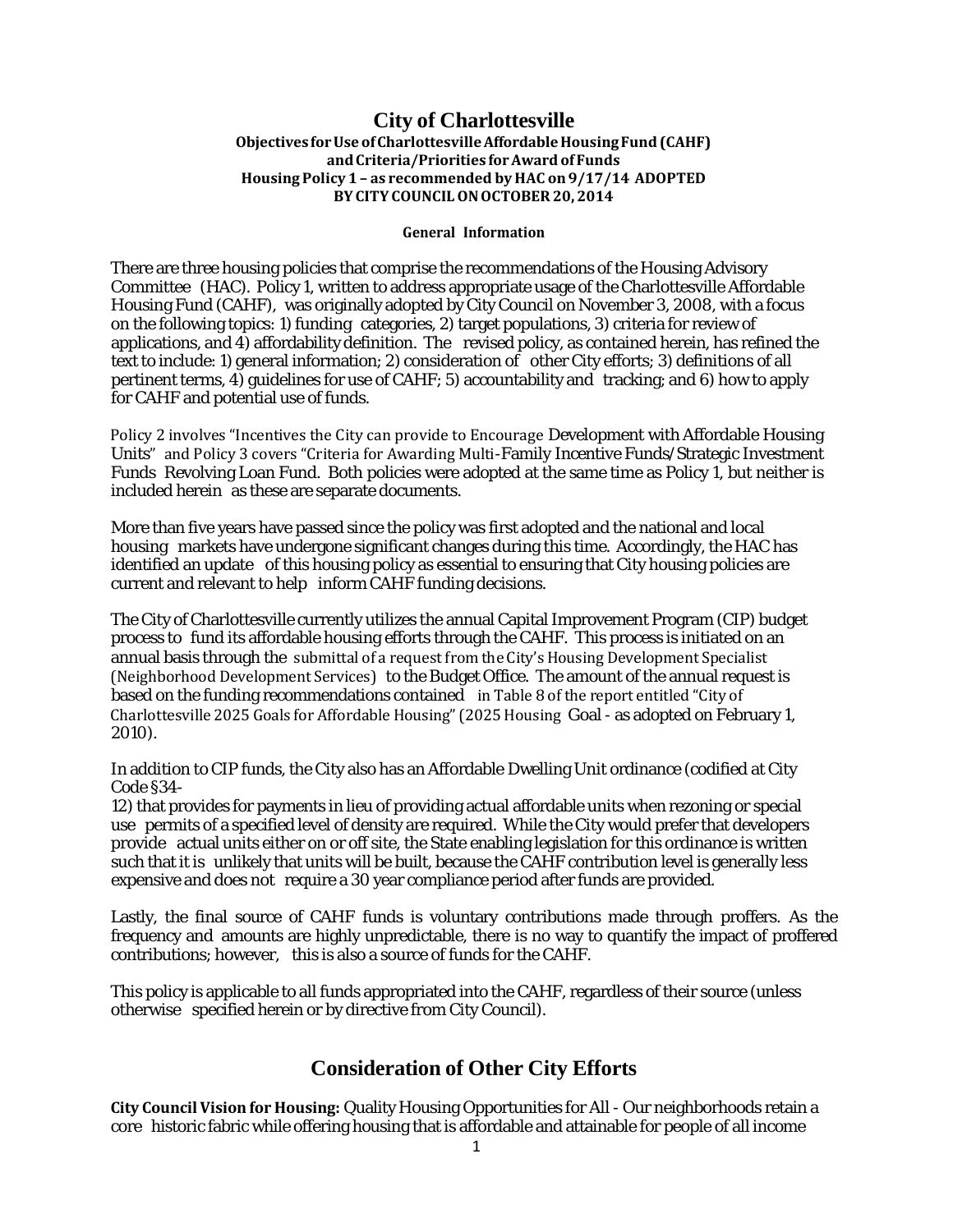# City of Charlottesville

**Objectives for Use of Charlottesville Affordable Housing Fund (CAHF) and Criteria/Priorities for Award of Funds**
**Housing Policy 1 – as recommended by HAC on 9/17/14 ADOPTED BY CITY COUNCIL ON OCTOBER 20, 2014**

**General Information**

There are three housing policies that comprise the recommendations of the Housing Advisory Committee (HAC). Policy 1, written to address appropriate usage of the Charlottesville Affordable Housing Fund (CAHF), was originally adopted by City Council on November 3, 2008, with a focus on the following topics: 1) funding categories, 2) target populations, 3) criteria for review of applications, and 4) affordability definition. The revised policy, as contained herein, has refined the text to include: 1) general information; 2) consideration of other City efforts; 3) definitions of all pertinent terms, 4) guidelines for use of CAHF; 5) accountability and tracking; and 6) how to apply for CAHF and potential use of funds.

Policy 2 involves "Incentives the City can provide to Encourage Development with Affordable Housing Units" and Policy 3 covers "Criteria for Awarding Multi-Family Incentive Funds/Strategic Investment Funds Revolving Loan Fund. Both policies were adopted at the same time as Policy 1, but neither is included herein as these are separate documents.

More than five years have passed since the policy was first adopted and the national and local housing markets have undergone significant changes during this time. Accordingly, the HAC has identified an update of this housing policy as essential to ensuring that City housing policies are current and relevant to help inform CAHF funding decisions.

The City of Charlottesville currently utilizes the annual Capital Improvement Program (CIP) budget process to fund its affordable housing efforts through the CAHF. This process is initiated on an annual basis through the submittal of a request from the City's Housing Development Specialist (Neighborhood Development Services) to the Budget Office. The amount of the annual request is based on the funding recommendations contained in Table 8 of the report entitled "City of Charlottesville 2025 Goals for Affordable Housing" (2025 Housing Goal - as adopted on February 1, 2010).

In addition to CIP funds, the City also has an Affordable Dwelling Unit ordinance (codified at City Code §34-12) that provides for payments in lieu of providing actual affordable units when rezoning or special use permits of a specified level of density are required. While the City would prefer that developers provide actual units either on or off site, the State enabling legislation for this ordinance is written such that it is unlikely that units will be built, because the CAHF contribution level is generally less expensive and does not require a 30 year compliance period after funds are provided.

Lastly, the final source of CAHF funds is voluntary contributions made through proffers. As the frequency and amounts are highly unpredictable, there is no way to quantify the impact of proffered contributions; however, this is also a source of funds for the CAHF.

This policy is applicable to all funds appropriated into the CAHF, regardless of their source (unless otherwise specified herein or by directive from City Council).

## Consideration of Other City Efforts

**City Council Vision for Housing:** Quality Housing Opportunities for All - Our neighborhoods retain a core historic fabric while offering housing that is affordable and attainable for people of all income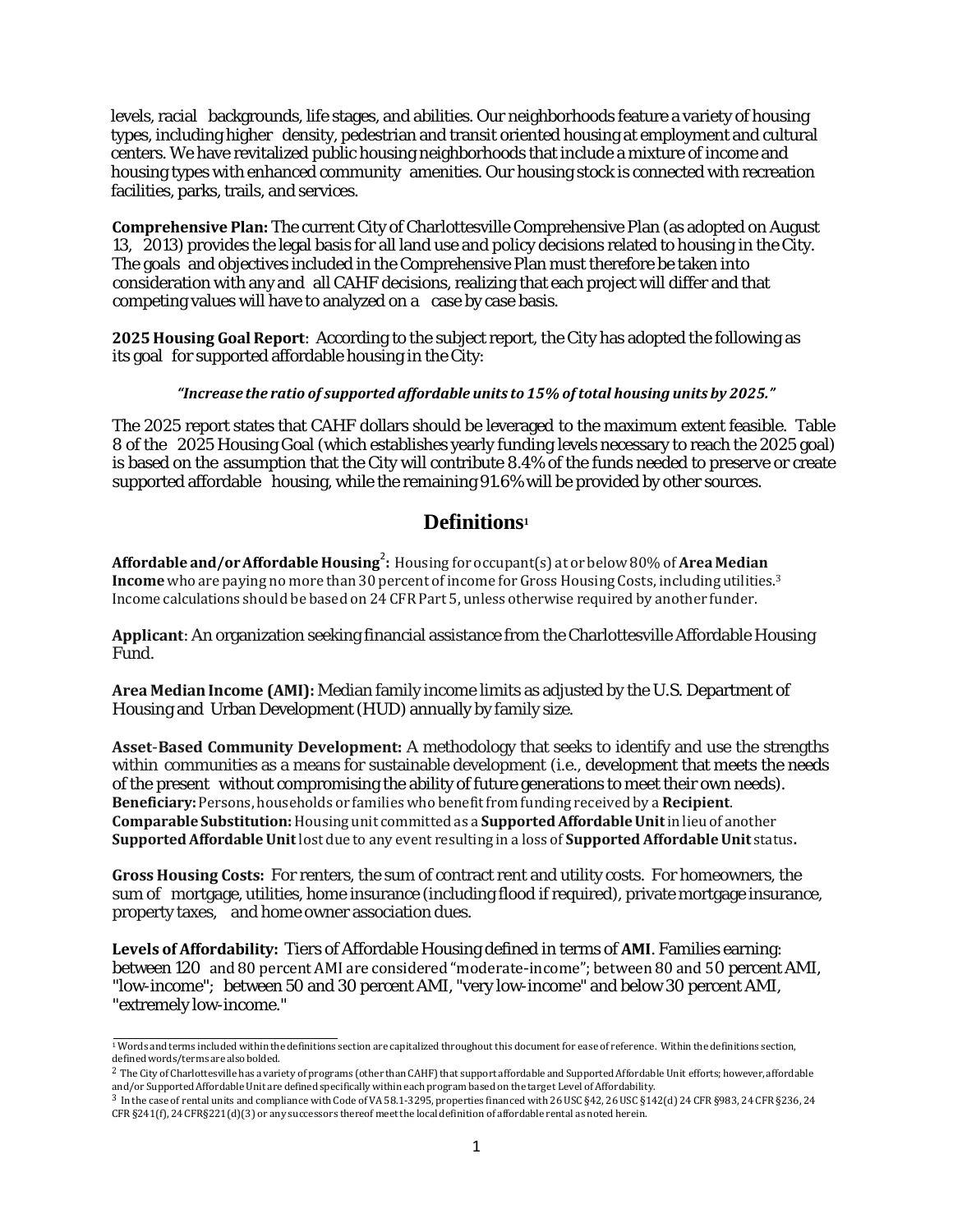levels, racial backgrounds, life stages, and abilities. Our neighborhoods feature a variety of housing types, including higher density, pedestrian and transit oriented housing at employment and cultural centers. We have revitalized public housing neighborhoods that include a mixture of income and housing types with enhanced community amenities. Our housing stock is connected with recreation facilities, parks, trails, and services.

**Comprehensive Plan:** The current City of Charlottesville Comprehensive Plan (as adopted on August 13, 2013) provides the legal basis for all land use and policy decisions related to housing in the City. The goals and objectives included in the Comprehensive Plan must therefore be taken into consideration with any and all CAHF decisions, realizing that each project will differ and that competing values will have to analyzed on a case by case basis.

**2025 Housing Goal Report**: According to the subject report, the City has adopted the following as its goal for supported affordable housing in the City:

***"Increase the ratio of supported affordable units to 15% of total housing units by 2025."***

The 2025 report states that CAHF dollars should be leveraged to the maximum extent feasible. Table 8 of the 2025 Housing Goal (which establishes yearly funding levels necessary to reach the 2025 goal) is based on the assumption that the City will contribute 8.4% of the funds needed to preserve or create supported affordable housing, while the remaining 91.6% will be provided by other sources.

## Definitions[1]

**Affordable and/or Affordable Housing**[2]**:** Housing for occupant(s) at or below 80% of **Area Median Income** who are paying no more than 30 percent of income for Gross Housing Costs, including utilities.[3] Income calculations should be based on 24 CFR Part 5, unless otherwise required by another funder.

**Applicant**: An organization seeking financial assistance from the Charlottesville Affordable Housing Fund.

**Area Median Income (AMI):** Median family income limits as adjusted by the U.S. Department of Housing and Urban Development (HUD) annually by family size.

**Asset-Based Community Development:** A methodology that seeks to identify and use the strengths within communities as a means for sustainable development (i.e., development that meets the needs of the present without compromising the ability of future generations to meet their own needs).
**Beneficiary:** Persons, households or families who benefit from funding received by a **Recipient**.
**Comparable Substitution:** Housing unit committed as a **Supported Affordable Unit** in lieu of another **Supported Affordable Unit** lost due to any event resulting in a loss of **Supported Affordable Unit** status**.**

**Gross Housing Costs:** For renters, the sum of contract rent and utility costs. For homeowners, the sum of mortgage, utilities, home insurance (including flood if required), private mortgage insurance, property taxes, and home owner association dues.

**Levels of Affordability:** Tiers of Affordable Housing defined in terms of **AMI**. Families earning: between 120 and 80 percent AMI are considered "moderate-income"; between 80 and 50 percent AMI, "low-income"; between 50 and 30 percent AMI, "very low-income" and below 30 percent AMI, "extremely low-income."

---

[1] Words and terms included within the definitions section are capitalized throughout this document for ease of reference. Within the definitions section, defined words/terms are also bolded.

[2] The City of Charlottesville has a variety of programs (other than CAHF) that support affordable and Supported Affordable Unit efforts; however, affordable and/or Supported Affordable Unit are defined specifically within each program based on the target Level of Affordability.

[3] In the case of rental units and compliance with Code of VA 58.1-3295, properties financed with 26 USC §42, 26 USC §142(d) 24 CFR §983, 24 CFR §236, 24 CFR §241(f), 24 CFR§221(d)(3) or any successors thereof meet the local definition of affordable rental as noted herein.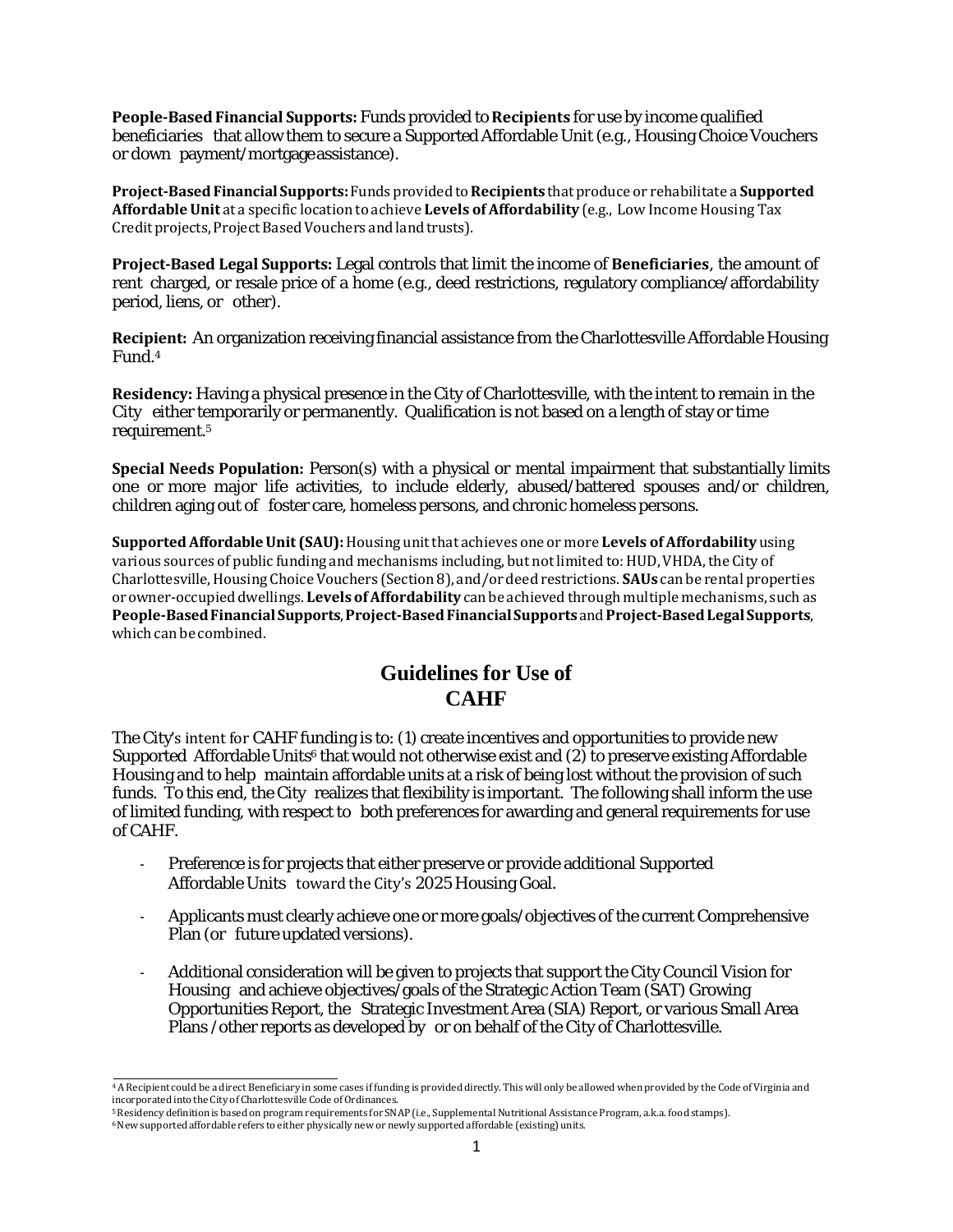**People-Based Financial Supports:** Funds provided to **Recipients** for use by income qualified beneficiaries that allow them to secure a Supported Affordable Unit (e.g., Housing Choice Vouchers or down payment/mortgage assistance).

**Project-Based Financial Supports:** Funds provided to **Recipients** that produce or rehabilitate a **Supported Affordable Unit** at a specific location to achieve **Levels of Affordability** (e.g., Low Income Housing Tax Credit projects, Project Based Vouchers and land trusts).

**Project-Based Legal Supports:** Legal controls that limit the income of **Beneficiaries**, the amount of rent charged, or resale price of a home (e.g., deed restrictions, regulatory compliance/affordability period, liens, or other).

**Recipient:** An organization receiving financial assistance from the Charlottesville Affordable Housing Fund.[4]

**Residency:** Having a physical presence in the City of Charlottesville, with the intent to remain in the City either temporarily or permanently. Qualification is not based on a length of stay or time requirement.[5]

**Special Needs Population:** Person(s) with a physical or mental impairment that substantially limits one or more major life activities, to include elderly, abused/battered spouses and/or children, children aging out of foster care, homeless persons, and chronic homeless persons.

**Supported Affordable Unit (SAU):** Housing unit that achieves one or more **Levels of Affordability** using various sources of public funding and mechanisms including, but not limited to: HUD, VHDA, the City of Charlottesville, Housing Choice Vouchers (Section 8), and/or deed restrictions. **SAUs** can be rental properties or owner-occupied dwellings. **Levels of Affordability** can be achieved through multiple mechanisms, such as **People-Based Financial Supports**, **Project-Based Financial Supports** and **Project-Based Legal Supports**, which can be combined.

## Guidelines for Use of CAHF

The City's intent for CAHF funding is to: (1) create incentives and opportunities to provide new Supported Affordable Units[6] that would not otherwise exist and (2) to preserve existing Affordable Housing and to help maintain affordable units at a risk of being lost without the provision of such funds. To this end, the City realizes that flexibility is important. The following shall inform the use of limited funding, with respect to both preferences for awarding and general requirements for use of CAHF.

- Preference is for projects that either preserve or provide additional Supported Affordable Units toward the City's 2025 Housing Goal.

- Applicants must clearly achieve one or more goals/objectives of the current Comprehensive Plan (or future updated versions).

- Additional consideration will be given to projects that support the City Council Vision for Housing and achieve objectives/goals of the Strategic Action Team (SAT) Growing Opportunities Report, the Strategic Investment Area (SIA) Report, or various Small Area Plans /other reports as developed by or on behalf of the City of Charlottesville.

---

[4] A Recipient could be a direct Beneficiary in some cases if funding is provided directly. This will only be allowed when provided by the Code of Virginia and incorporated into the City of Charlottesville Code of Ordinances.

[5] Residency definition is based on program requirements for SNAP (i.e., Supplemental Nutritional Assistance Program, a.k.a. food stamps).

[6] New supported affordable refers to either physically new or newly supported affordable (existing) units.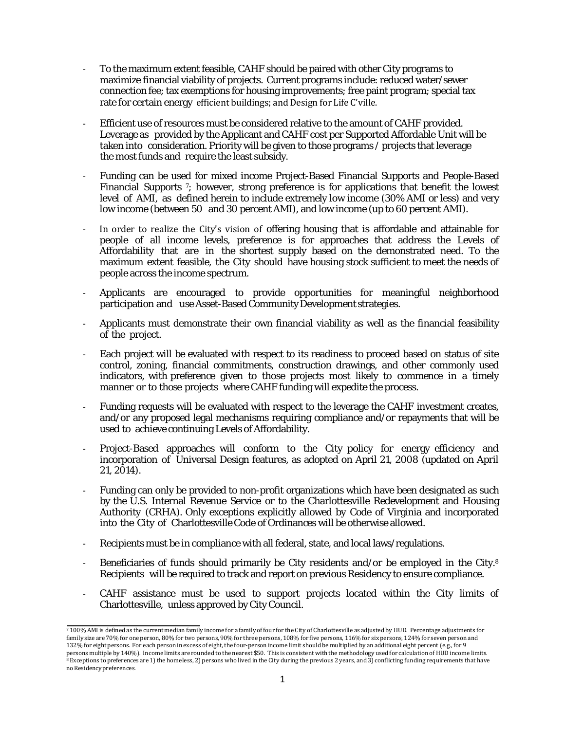- To the maximum extent feasible, CAHF should be paired with other City programs to maximize financial viability of projects. Current programs include: reduced water/sewer connection fee; tax exemptions for housing improvements; free paint program; special tax rate for certain energy efficient buildings; and Design for Life C'ville.

- Efficient use of resources must be considered relative to the amount of CAHF provided. Leverage as provided by the Applicant and CAHF cost per Supported Affordable Unit will be taken into consideration. Priority will be given to those programs / projects that leverage the most funds and require the least subsidy.

- Funding can be used for mixed income Project-Based Financial Supports and People-Based Financial Supports [7]; however, strong preference is for applications that benefit the lowest level of AMI, as defined herein to include extremely low income (30% AMI or less) and very low income (between 50 and 30 percent AMI), and low income (up to 60 percent AMI).

- In order to realize the City's vision of offering housing that is affordable and attainable for people of all income levels, preference is for approaches that address the Levels of Affordability that are in the shortest supply based on the demonstrated need. To the maximum extent feasible, the City should have housing stock sufficient to meet the needs of people across the income spectrum.

- Applicants are encouraged to provide opportunities for meaningful neighborhood participation and use Asset-Based Community Development strategies.

- Applicants must demonstrate their own financial viability as well as the financial feasibility of the project.

- Each project will be evaluated with respect to its readiness to proceed based on status of site control, zoning, financial commitments, construction drawings, and other commonly used indicators, with preference given to those projects most likely to commence in a timely manner or to those projects where CAHF funding will expedite the process.

- Funding requests will be evaluated with respect to the leverage the CAHF investment creates, and/or any proposed legal mechanisms requiring compliance and/or repayments that will be used to achieve continuing Levels of Affordability.

- Project-Based approaches will conform to the City policy for energy efficiency and incorporation of Universal Design features, as adopted on April 21, 2008 (updated on April 21, 2014).

- Funding can only be provided to non-profit organizations which have been designated as such by the U.S. Internal Revenue Service or to the Charlottesville Redevelopment and Housing Authority (CRHA). Only exceptions explicitly allowed by Code of Virginia and incorporated into the City of Charlottesville Code of Ordinances will be otherwise allowed.

- Recipients must be in compliance with all federal, state, and local laws/regulations.

- Beneficiaries of funds should primarily be City residents and/or be employed in the City.[8] Recipients will be required to track and report on previous Residency to ensure compliance.

- CAHF assistance must be used to support projects located within the City limits of Charlottesville, unless approved by City Council.

---

[7] 100% AMI is defined as the current median family income for a family of four for the City of Charlottesville as adjusted by HUD. Percentage adjustments for family size are 70% for one person, 80% for two persons, 90% for three persons, 108% for five persons, 116% for six persons, 124% for seven person and 132% for eight persons. For each person in excess of eight, the four-person income limit should be multiplied by an additional eight percent (e.g., for 9 persons multiple by 140%). Income limits are rounded to the nearest $50. This is consistent with the methodology used for calculation of HUD income limits.

[8] Exceptions to preferences are 1) the homeless, 2) persons who lived in the City during the previous 2 years, and 3) conflicting funding requirements that have no Residency preferences.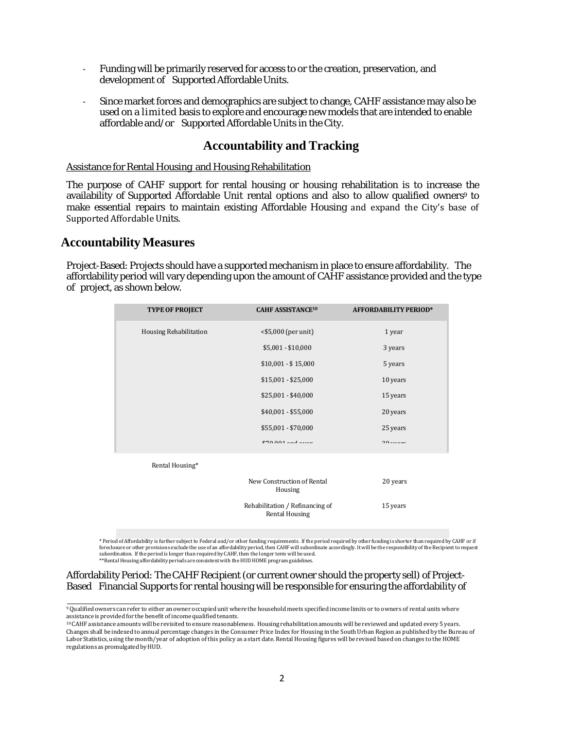- Funding will be primarily reserved for access to or the creation, preservation, and development of Supported Affordable Units.

- Since market forces and demographics are subject to change, CAHF assistance may also be used on a *limited* basis to explore and encourage new models that are intended to enable affordable and/or Supported Affordable Units in the City.

## Accountability and Tracking

Assistance for Rental Housing and Housing Rehabilitation

The purpose of CAHF support for rental housing or housing rehabilitation is to increase the availability of Supported Affordable Unit rental options and also to allow qualified owners[9] to make essential repairs to maintain existing Affordable Housing and expand the City's base of Supported Affordable Units.

## Accountability Measures

Project-Based: Projects should have a supported mechanism in place to ensure affordability. The affordability period will vary depending upon the amount of CAHF assistance provided and the type of project, as shown below.

| TYPE OF PROJECT | CAHF ASSISTANCE[10] | AFFORDABILITY PERIOD* |
|---|---|---|
| Housing Rehabilitation | <$5,000 (per unit) | 1 year |
| | $5,001 - $10,000 | 3 years |
| | $10,001 - $ 15,000 | 5 years |
| | $15,001 - $25,000 | 10 years |
| | $25,001 - $40,000 | 15 years |
| | $40,001 - $55,000 | 20 years |
| | $55,001 - $70,000 | 25 years |
| | $70,001 and over | 30 years |
| Rental Housing* | | |
| | New Construction of Rental Housing | 20 years |
| | Rehabilitation / Refinancing of Rental Housing | 15 years |

\* Period of Affordability is further subject to Federal and/or other funding requirements. If the period required by other funding is shorter than required by CAHF or if foreclosure or other provisions exclude the use of an affordability period, then CAHF will subordinate accordingly. It will be the responsibility of the Recipient to request subordination. If the period is longer than required by CAHF, then the longer term will be used.
\*\*Rental Housing affordability periods are consistent with the HUD HOME program guidelines.

Affordability Period: The CAHF Recipient (or current owner should the property sell) of Project-Based Financial Supports for rental housing will be responsible for ensuring the affordability of

---

[9] Qualified owners can refer to either an owner occupied unit where the household meets specified income limits or to owners of rental units where assistance is provided for the benefit of income qualified tenants.

[10] CAHF assistance amounts will be revisited to ensure reasonableness. Housing rehabilitation amounts will be reviewed and updated every 5 years. Changes shall be indexed to annual percentage changes in the Consumer Price Index for Housing in the South Urban Region as published by the Bureau of Labor Statistics, using the month/year of adoption of this policy as a start date. Rental Housing figures will be revised based on changes to the HOME regulations as promulgated by HUD.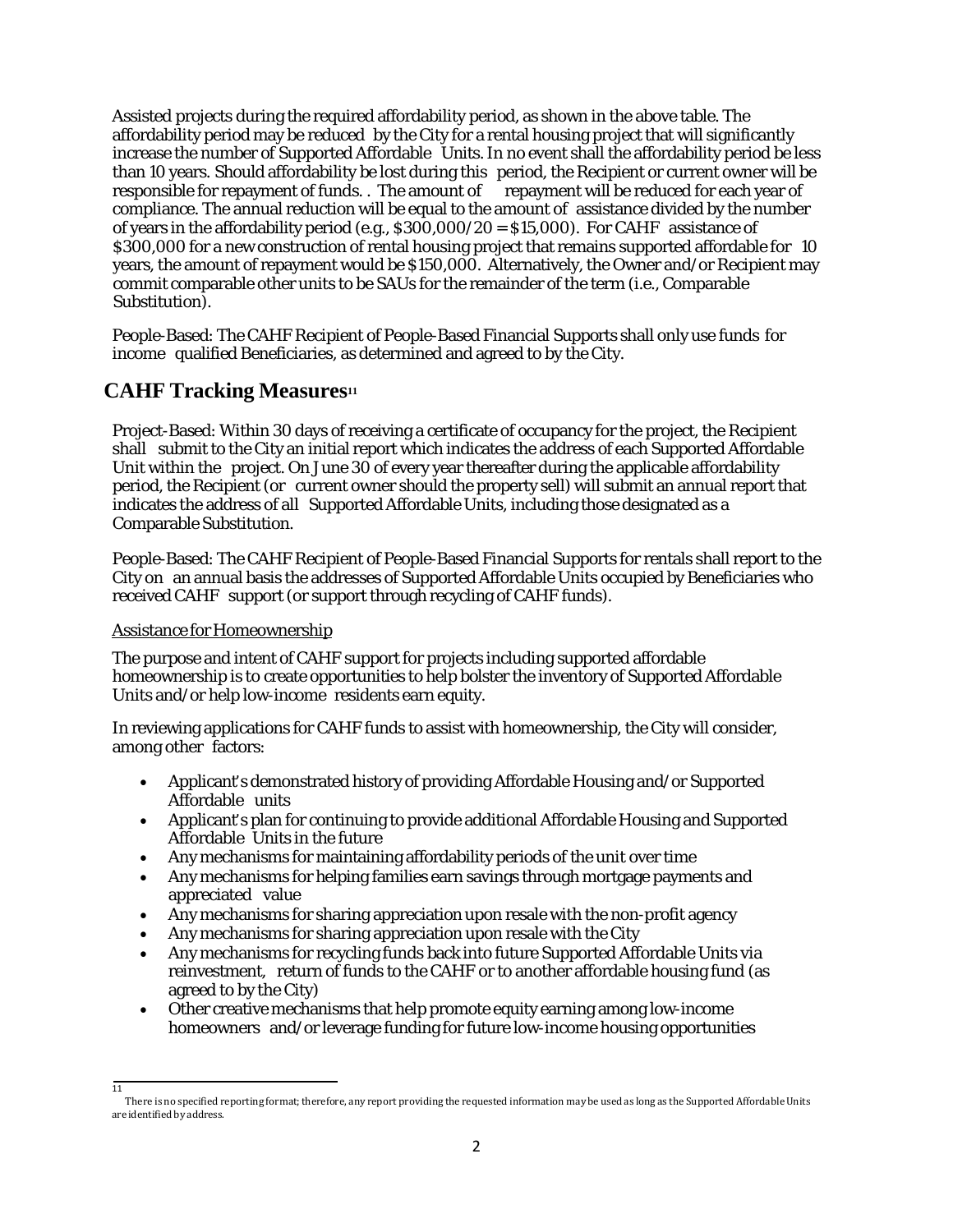Assisted projects during the required affordability period, as shown in the above table. The affordability period may be reduced by the City for a rental housing project that will significantly increase the number of Supported Affordable Units. In no event shall the affordability period be less than 10 years. Should affordability be lost during this period, the Recipient or current owner will be responsible for repayment of funds. . The amount of repayment will be reduced for each year of compliance. The annual reduction will be equal to the amount of assistance divided by the number of years in the affordability period (e.g., $300,000/20 = $15,000). For CAHF assistance of $300,000 for a new construction of rental housing project that remains supported affordable for 10 years, the amount of repayment would be $150,000. Alternatively, the Owner and/or Recipient may commit comparable other units to be SAUs for the remainder of the term (i.e., Comparable Substitution).

People-Based: The CAHF Recipient of People-Based Financial Supports shall only use funds for income qualified Beneficiaries, as determined and agreed to by the City.

## CAHF Tracking Measures[11]

Project-Based: Within 30 days of receiving a certificate of occupancy for the project, the Recipient shall submit to the City an initial report which indicates the address of each Supported Affordable Unit within the project. On June 30 of every year thereafter during the applicable affordability period, the Recipient (or current owner should the property sell) will submit an annual report that indicates the address of all Supported Affordable Units, including those designated as a Comparable Substitution.

People-Based: The CAHF Recipient of People-Based Financial Supports for rentals shall report to the City on an annual basis the addresses of Supported Affordable Units occupied by Beneficiaries who received CAHF support (or support through recycling of CAHF funds).

Assistance for Homeownership

The purpose and intent of CAHF support for projects including supported affordable homeownership is to create opportunities to help bolster the inventory of Supported Affordable Units and/or help low-income residents earn equity.

In reviewing applications for CAHF funds to assist with homeownership, the City will consider, among other factors:

- Applicant's demonstrated history of providing Affordable Housing and/or Supported Affordable units
- Applicant's plan for continuing to provide additional Affordable Housing and Supported Affordable Units in the future
- Any mechanisms for maintaining affordability periods of the unit over time
- Any mechanisms for helping families earn savings through mortgage payments and appreciated value
- Any mechanisms for sharing appreciation upon resale with the non-profit agency
- Any mechanisms for sharing appreciation upon resale with the City
- Any mechanisms for recycling funds back into future Supported Affordable Units via reinvestment, return of funds to the CAHF or to another affordable housing fund (as agreed to by the City)
- Other creative mechanisms that help promote equity earning among low-income homeowners and/or leverage funding for future low-income housing opportunities

[11] There is no specified reporting format; therefore, any report providing the requested information may be used as long as the Supported Affordable Units are identified by address.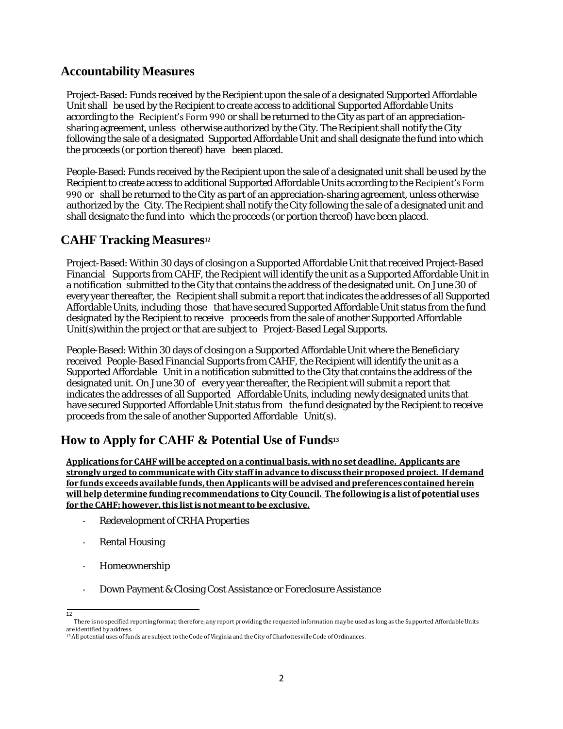## Accountability Measures

Project-Based: Funds received by the Recipient upon the sale of a designated Supported Affordable Unit shall be used by the Recipient to create access to additional Supported Affordable Units according to the Recipient's Form 990 or shall be returned to the City as part of an appreciation-sharing agreement, unless otherwise authorized by the City. The Recipient shall notify the City following the sale of a designated Supported Affordable Unit and shall designate the fund into which the proceeds (or portion thereof) have been placed.

People-Based: Funds received by the Recipient upon the sale of a designated unit shall be used by the Recipient to create access to additional Supported Affordable Units according to the Recipient's Form 990 or shall be returned to the City as part of an appreciation-sharing agreement, unless otherwise authorized by the City. The Recipient shall notify the City following the sale of a designated unit and shall designate the fund into which the proceeds (or portion thereof) have been placed.

## CAHF Tracking Measures[12]

Project-Based: Within 30 days of closing on a Supported Affordable Unit that received Project-Based Financial Supports from CAHF, the Recipient will identify the unit as a Supported Affordable Unit in a notification submitted to the City that contains the address of the designated unit. On June 30 of every year thereafter, the Recipient shall submit a report that indicates the addresses of all Supported Affordable Units, including those that have secured Supported Affordable Unit status from the fund designated by the Recipient to receive proceeds from the sale of another Supported Affordable Unit(s)within the project or that are subject to Project-Based Legal Supports.

People-Based: Within 30 days of closing on a Supported Affordable Unit where the Beneficiary received People-Based Financial Supports from CAHF, the Recipient will identify the unit as a Supported Affordable Unit in a notification submitted to the City that contains the address of the designated unit. On June 30 of every year thereafter, the Recipient will submit a report that indicates the addresses of all Supported Affordable Units, including newly designated units that have secured Supported Affordable Unit status from the fund designated by the Recipient to receive proceeds from the sale of another Supported Affordable Unit(s).

## How to Apply for CAHF & Potential Use of Funds[13]

**Applications for CAHF will be accepted on a continual basis, with no set deadline. Applicants are strongly urged to communicate with City staff in advance to discuss their proposed project. If demand for funds exceeds available funds, then Applicants will be advised and preferences contained herein will help determine funding recommendations to City Council. The following is a list of potential uses for the CAHF; however, this list is not meant to be exclusive.**

- Redevelopment of CRHA Properties
- Rental Housing
- Homeownership
- Down Payment & Closing Cost Assistance or Foreclosure Assistance

[12] There is no specified reporting format; therefore, any report providing the requested information may be used as long as the Supported Affordable Units are identified by address.

[13] All potential uses of funds are subject to the Code of Virginia and the City of Charlottesville Code of Ordinances.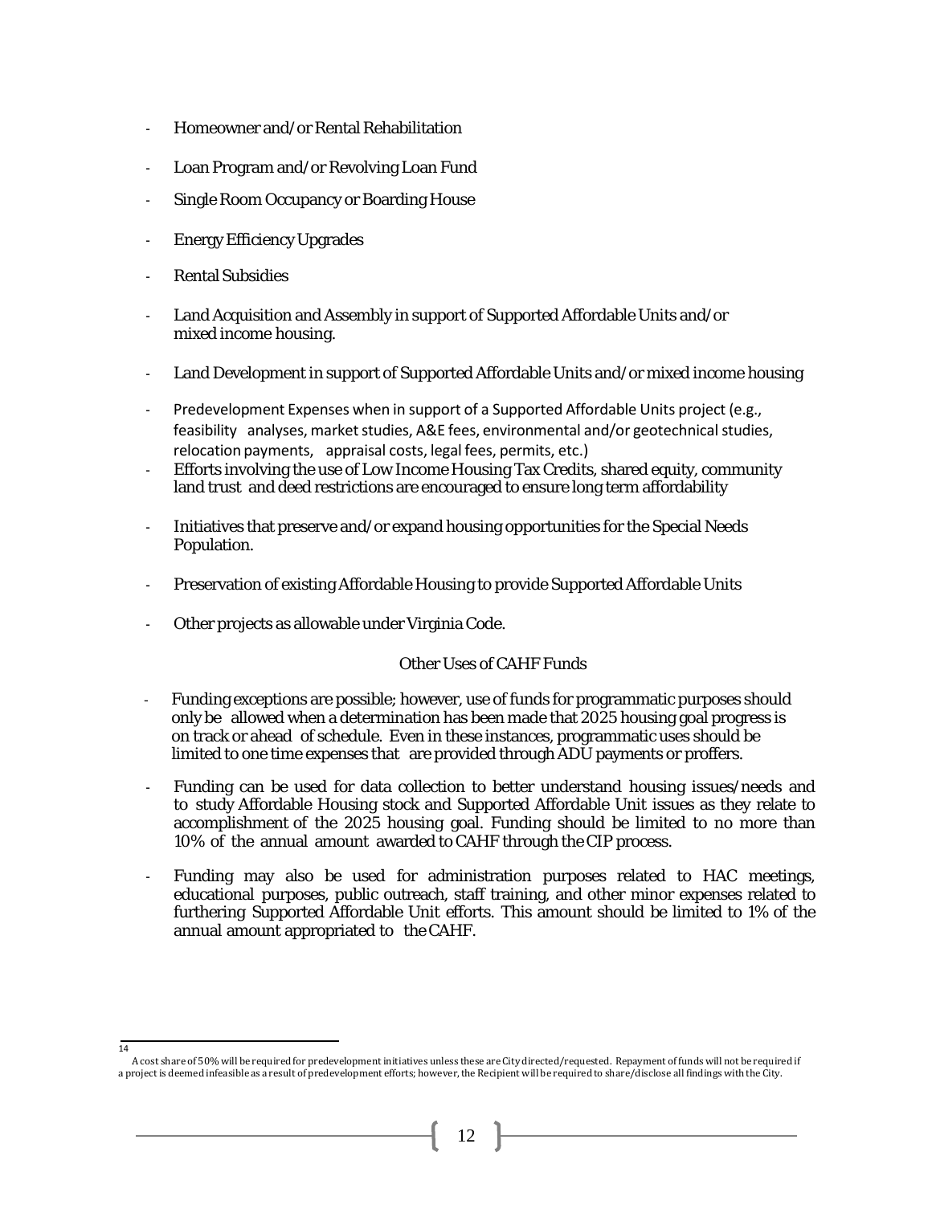- Homeowner and/or Rental Rehabilitation
- Loan Program and/or Revolving Loan Fund
- Single Room Occupancy or Boarding House
- Energy Efficiency Upgrades
- Rental Subsidies
- Land Acquisition and Assembly in support of Supported Affordable Units and/or mixed income housing.
- Land Development in support of Supported Affordable Units and/or mixed income housing
- Predevelopment Expenses when in support of a Supported Affordable Units project (e.g., feasibility analyses, market studies, A&E fees, environmental and/or geotechnical studies, relocation payments, appraisal costs, legal fees, permits, etc.)
- Efforts involving the use of Low Income Housing Tax Credits, shared equity, community land trust and deed restrictions are encouraged to ensure long term affordability
- Initiatives that preserve and/or expand housing opportunities for the Special Needs Population.
- Preservation of existing Affordable Housing to provide Supported Affordable Units
- Other projects as allowable under Virginia Code.

Other Uses of CAHF Funds

- Funding exceptions are possible; however, use of funds for programmatic purposes should only be allowed when a determination has been made that 2025 housing goal progress is on track or ahead of schedule. Even in these instances, programmatic uses should be limited to one time expenses that are provided through ADU payments or proffers.
- Funding can be used for data collection to better understand housing issues/needs and to study Affordable Housing stock and Supported Affordable Unit issues as they relate to accomplishment of the 2025 housing goal. Funding should be limited to no more than 10% of the annual amount awarded to CAHF through the CIP process.
- Funding may also be used for administration purposes related to HAC meetings, educational purposes, public outreach, staff training, and other minor expenses related to furthering Supported Affordable Unit efforts. This amount should be limited to 1% of the annual amount appropriated to the CAHF.

[14] A cost share of 50% will be required for predevelopment initiatives unless these are City directed/requested. Repayment of funds will not be required if a project is deemed infeasible as a result of predevelopment efforts; however, the Recipient will be required to share/disclose all findings with the City.